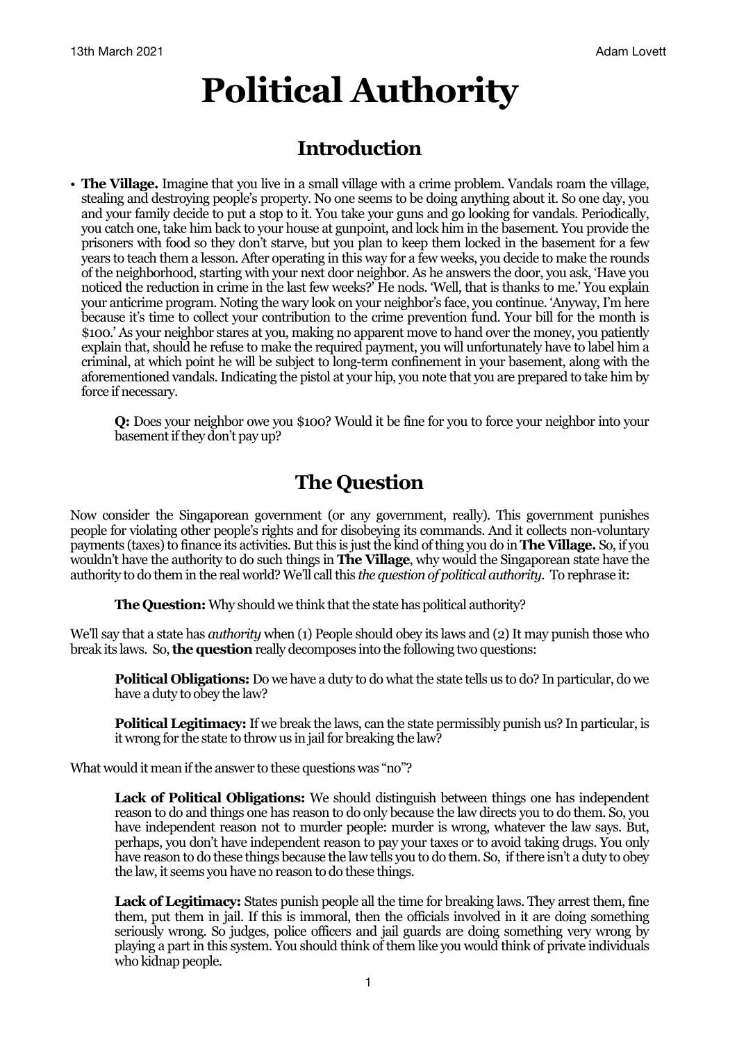13th March 2021 Adam Lovett

# Political Authority

## Introduction

- **The Village.** Imagine that you live in a small village with a crime problem. Vandals roam the village, stealing and destroying people's property. No one seems to be doing anything about it. So one day, you and your family decide to put a stop to it. You take your guns and go looking for vandals. Periodically, you catch one, take him back to your house at gunpoint, and lock him in the basement. You provide the prisoners with food so they don't starve, but you plan to keep them locked in the basement for a few years to teach them a lesson. After operating in this way for a few weeks, you decide to make the rounds of the neighborhood, starting with your next door neighbor. As he answers the door, you ask, 'Have you noticed the reduction in crime in the last few weeks?' He nods. 'Well, that is thanks to me.' You explain your anticrime program. Noting the wary look on your neighbor's face, you continue. 'Anyway, I'm here because it's time to collect your contribution to the crime prevention fund. Your bill for the month is $100.' As your neighbor stares at you, making no apparent move to hand over the money, you patiently explain that, should he refuse to make the required payment, you will unfortunately have to label him a criminal, at which point he will be subject to long-term confinement in your basement, along with the aforementioned vandals. Indicating the pistol at your hip, you note that you are prepared to take him by force if necessary.

  **Q:** Does your neighbor owe you $100? Would it be fine for you to force your neighbor into your basement if they don't pay up?

## The Question

Now consider the Singaporean government (or any government, really). This government punishes people for violating other people's rights and for disobeying its commands. And it collects non-voluntary payments (taxes) to finance its activities. But this is just the kind of thing you do in **The Village.** So, if you wouldn't have the authority to do such things in **The Village**, why would the Singaporean state have the authority to do them in the real world? We'll call this *the question of political authority*. To rephrase it:

> **The Question:** Why should we think that the state has political authority?

We'll say that a state has *authority* when (1) People should obey its laws and (2) It may punish those who break its laws. So, **the question** really decomposes into the following two questions:

> **Political Obligations:** Do we have a duty to do what the state tells us to do? In particular, do we have a duty to obey the law?
>
> **Political Legitimacy:** If we break the laws, can the state permissibly punish us? In particular, is it wrong for the state to throw us in jail for breaking the law?

What would it mean if the answer to these questions was "no"?

> **Lack of Political Obligations:** We should distinguish between things one has independent reason to do and things one has reason to do only because the law directs you to do them. So, you have independent reason not to murder people: murder is wrong, whatever the law says. But, perhaps, you don't have independent reason to pay your taxes or to avoid taking drugs. You only have reason to do these things because the law tells you to do them. So, if there isn't a duty to obey the law, it seems you have no reason to do these things.
>
> **Lack of Legitimacy:** States punish people all the time for breaking laws. They arrest them, fine them, put them in jail. If this is immoral, then the officials involved in it are doing something seriously wrong. So judges, police officers and jail guards are doing something very wrong by playing a part in this system. You should think of them like you would think of private individuals who kidnap people.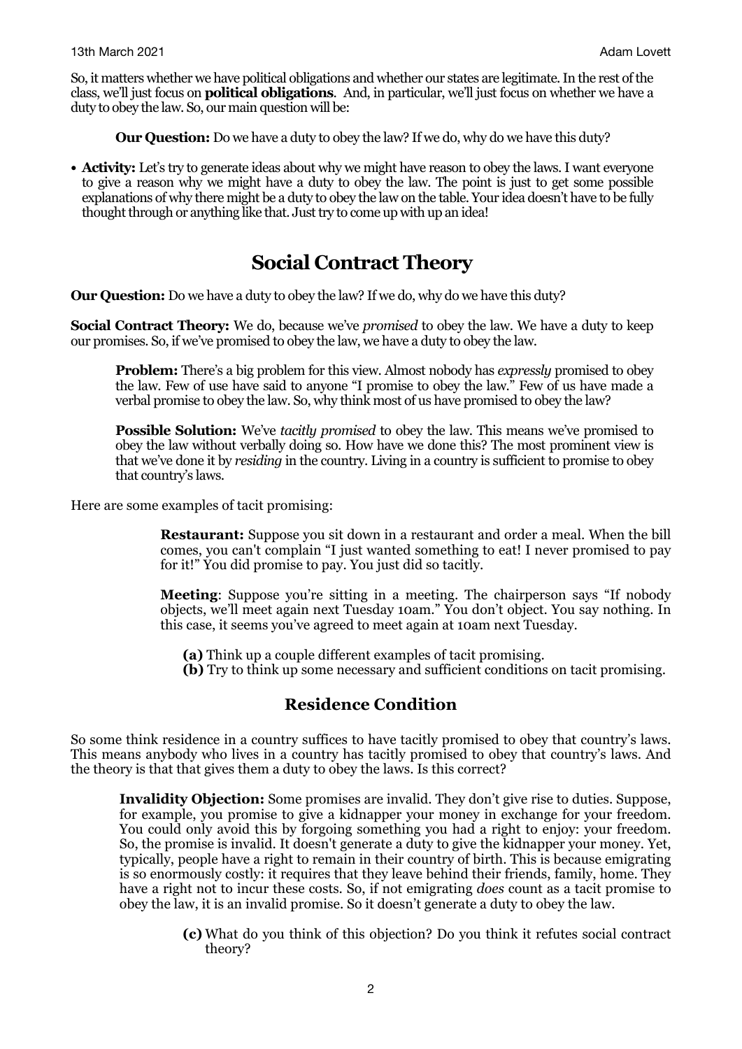So, it matters whether we have political obligations and whether our states are legitimate. In the rest of the class, we'll just focus on **political obligations**. And, in particular, we'll just focus on whether we have a duty to obey the law. So, our main question will be:

> **Our Question:** Do we have a duty to obey the law? If we do, why do we have this duty?

- **Activity:** Let's try to generate ideas about why we might have reason to obey the laws. I want everyone to give a reason why we might have a duty to obey the law. The point is just to get some possible explanations of why there might be a duty to obey the law on the table. Your idea doesn't have to be fully thought through or anything like that. Just try to come up with up an idea!

## Social Contract Theory

**Our Question:** Do we have a duty to obey the law? If we do, why do we have this duty?

**Social Contract Theory:** We do, because we've *promised* to obey the law. We have a duty to keep our promises. So, if we've promised to obey the law, we have a duty to obey the law.

> **Problem:** There's a big problem for this view. Almost nobody has *expressly* promised to obey the law. Few of use have said to anyone "I promise to obey the law." Few of us have made a verbal promise to obey the law. So, why think most of us have promised to obey the law?
>
> **Possible Solution:** We've *tacitly promised* to obey the law. This means we've promised to obey the law without verbally doing so. How have we done this? The most prominent view is that we've done it by *residing* in the country. Living in a country is sufficient to promise to obey that country's laws.

Here are some examples of tacit promising:

> **Restaurant:** Suppose you sit down in a restaurant and order a meal. When the bill comes, you can't complain "I just wanted something to eat! I never promised to pay for it!" You did promise to pay. You just did so tacitly.
>
> **Meeting**: Suppose you're sitting in a meeting. The chairperson says "If nobody objects, we'll meet again next Tuesday 10am." You don't object. You say nothing. In this case, it seems you've agreed to meet again at 10am next Tuesday.
>
> **(a)** Think up a couple different examples of tacit promising.
> **(b)** Try to think up some necessary and sufficient conditions on tacit promising.

### Residence Condition

So some think residence in a country suffices to have tacitly promised to obey that country's laws. This means anybody who lives in a country has tacitly promised to obey that country's laws. And the theory is that that gives them a duty to obey the laws. Is this correct?

> **Invalidity Objection:** Some promises are invalid. They don't give rise to duties. Suppose, for example, you promise to give a kidnapper your money in exchange for your freedom. You could only avoid this by forgoing something you had a right to enjoy: your freedom. So, the promise is invalid. It doesn't generate a duty to give the kidnapper your money. Yet, typically, people have a right to remain in their country of birth. This is because emigrating is so enormously costly: it requires that they leave behind their friends, family, home. They have a right not to incur these costs. So, if not emigrating *does* count as a tacit promise to obey the law, it is an invalid promise. So it doesn't generate a duty to obey the law.
>
> **(c)** What do you think of this objection? Do you think it refutes social contract theory?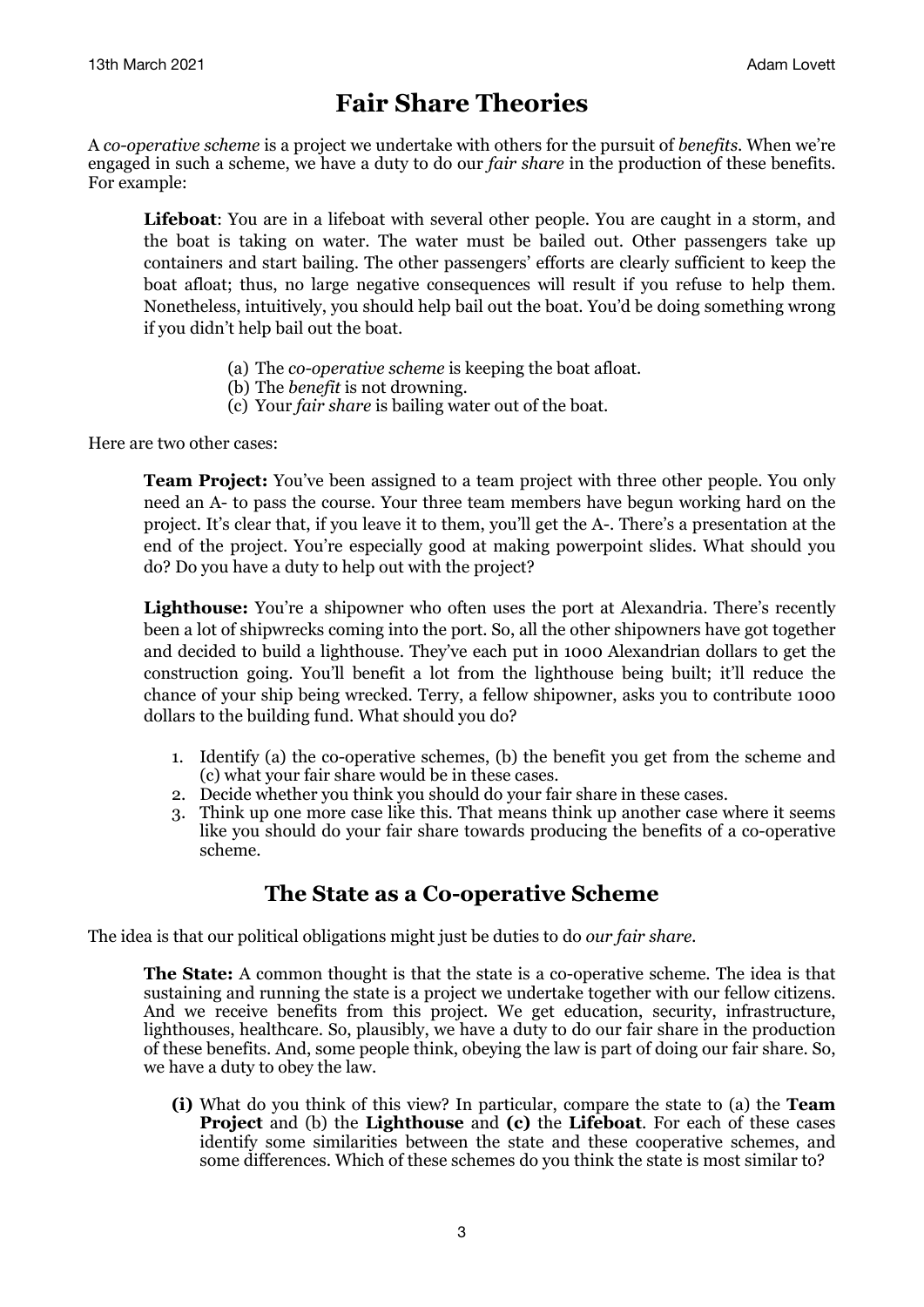# Fair Share Theories

A *co-operative scheme* is a project we undertake with others for the pursuit of *benefits*. When we're engaged in such a scheme, we have a duty to do our *fair share* in the production of these benefits. For example:

> **Lifeboat**: You are in a lifeboat with several other people. You are caught in a storm, and the boat is taking on water. The water must be bailed out. Other passengers take up containers and start bailing. The other passengers' efforts are clearly sufficient to keep the boat afloat; thus, no large negative consequences will result if you refuse to help them. Nonetheless, intuitively, you should help bail out the boat. You'd be doing something wrong if you didn't help bail out the boat.
>
> (a) The *co-operative scheme* is keeping the boat afloat.
> (b) The *benefit* is not drowning.
> (c) Your *fair share* is bailing water out of the boat.

Here are two other cases:

> **Team Project:** You've been assigned to a team project with three other people. You only need an A- to pass the course. Your three team members have begun working hard on the project. It's clear that, if you leave it to them, you'll get the A-. There's a presentation at the end of the project. You're especially good at making powerpoint slides. What should you do? Do you have a duty to help out with the project?
>
> **Lighthouse:** You're a shipowner who often uses the port at Alexandria. There's recently been a lot of shipwrecks coming into the port. So, all the other shipowners have got together and decided to build a lighthouse. They've each put in 1000 Alexandrian dollars to get the construction going. You'll benefit a lot from the lighthouse being built; it'll reduce the chance of your ship being wrecked. Terry, a fellow shipowner, asks you to contribute 1000 dollars to the building fund. What should you do?
>
> 1. Identify (a) the co-operative schemes, (b) the benefit you get from the scheme and (c) what your fair share would be in these cases.
> 2. Decide whether you think you should do your fair share in these cases.
> 3. Think up one more case like this. That means think up another case where it seems like you should do your fair share towards producing the benefits of a co-operative scheme.

## The State as a Co-operative Scheme

The idea is that our political obligations might just be duties to do *our fair share*.

> **The State:** A common thought is that the state is a co-operative scheme. The idea is that sustaining and running the state is a project we undertake together with our fellow citizens. And we receive benefits from this project. We get education, security, infrastructure, lighthouses, healthcare. So, plausibly, we have a duty to do our fair share in the production of these benefits. And, some people think, obeying the law is part of doing our fair share. So, we have a duty to obey the law.
>
> **(i)** What do you think of this view? In particular, compare the state to (a) the **Team Project** and (b) the **Lighthouse** and **(c)** the **Lifeboat**. For each of these cases identify some similarities between the state and these cooperative schemes, and some differences. Which of these schemes do you think the state is most similar to?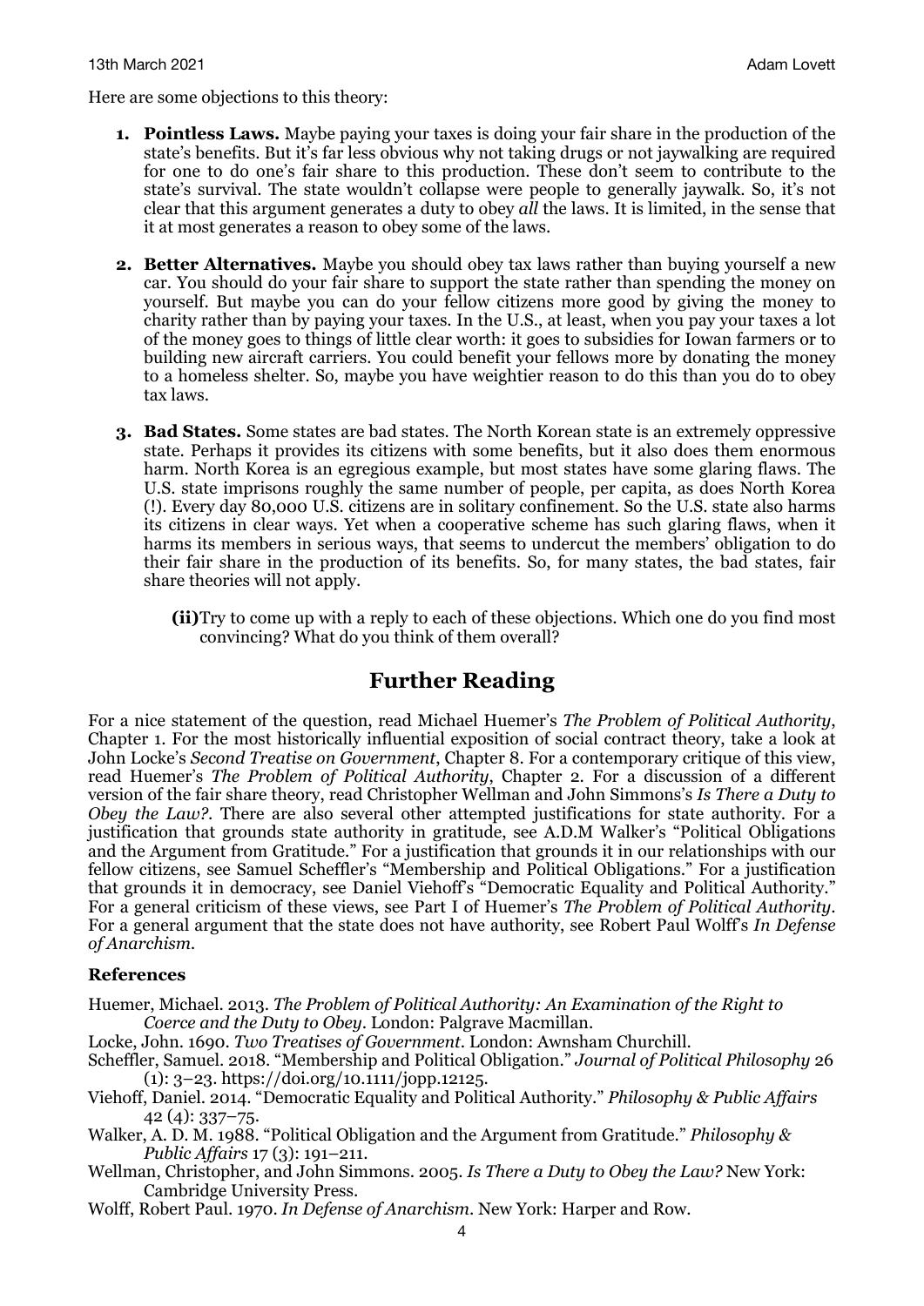Here are some objections to this theory:

1. **Pointless Laws.** Maybe paying your taxes is doing your fair share in the production of the state's benefits. But it's far less obvious why not taking drugs or not jaywalking are required for one to do one's fair share to this production. These don't seem to contribute to the state's survival. The state wouldn't collapse were people to generally jaywalk. So, it's not clear that this argument generates a duty to obey *all* the laws. It is limited, in the sense that it at most generates a reason to obey some of the laws.

2. **Better Alternatives.** Maybe you should obey tax laws rather than buying yourself a new car. You should do your fair share to support the state rather than spending the money on yourself. But maybe you can do your fellow citizens more good by giving the money to charity rather than by paying your taxes. In the U.S., at least, when you pay your taxes a lot of the money goes to things of little clear worth: it goes to subsidies for Iowan farmers or to building new aircraft carriers. You could benefit your fellows more by donating the money to a homeless shelter. So, maybe you have weightier reason to do this than you do to obey tax laws.

3. **Bad States.** Some states are bad states. The North Korean state is an extremely oppressive state. Perhaps it provides its citizens with some benefits, but it also does them enormous harm. North Korea is an egregious example, but most states have some glaring flaws. The U.S. state imprisons roughly the same number of people, per capita, as does North Korea (!). Every day 80,000 U.S. citizens are in solitary confinement. So the U.S. state also harms its citizens in clear ways. Yet when a cooperative scheme has such glaring flaws, when it harms its members in serious ways, that seems to undercut the members' obligation to do their fair share in the production of its benefits. So, for many states, the bad states, fair share theories will not apply.

   **(ii)** Try to come up with a reply to each of these objections. Which one do you find most convincing? What do you think of them overall?

## Further Reading

For a nice statement of the question, read Michael Huemer's *The Problem of Political Authority*, Chapter 1. For the most historically influential exposition of social contract theory, take a look at John Locke's *Second Treatise on Government*, Chapter 8. For a contemporary critique of this view, read Huemer's *The Problem of Political Authority*, Chapter 2. For a discussion of a different version of the fair share theory, read Christopher Wellman and John Simmons's *Is There a Duty to Obey the Law?*. There are also several other attempted justifications for state authority. For a justification that grounds state authority in gratitude, see A.D.M Walker's "Political Obligations and the Argument from Gratitude." For a justification that grounds it in our relationships with our fellow citizens, see Samuel Scheffler's "Membership and Political Obligations." For a justification that grounds it in democracy, see Daniel Viehoff's "Democratic Equality and Political Authority." For a general criticism of these views, see Part I of Huemer's *The Problem of Political Authority*. For a general argument that the state does not have authority, see Robert Paul Wolff's *In Defense of Anarchism*.

### References

Huemer, Michael. 2013. *The Problem of Political Authority: An Examination of the Right to Coerce and the Duty to Obey*. London: Palgrave Macmillan.

Locke, John. 1690. *Two Treatises of Government*. London: Awnsham Churchill.

Scheffler, Samuel. 2018. "Membership and Political Obligation." *Journal of Political Philosophy* 26 (1): 3–23. https://doi.org/10.1111/jopp.12125.

Viehoff, Daniel. 2014. "Democratic Equality and Political Authority." *Philosophy & Public Affairs* 42 (4): 337–75.

Walker, A. D. M. 1988. "Political Obligation and the Argument from Gratitude." *Philosophy & Public Affairs* 17 (3): 191–211.

Wellman, Christopher, and John Simmons. 2005. *Is There a Duty to Obey the Law?* New York: Cambridge University Press.

Wolff, Robert Paul. 1970. *In Defense of Anarchism*. New York: Harper and Row.